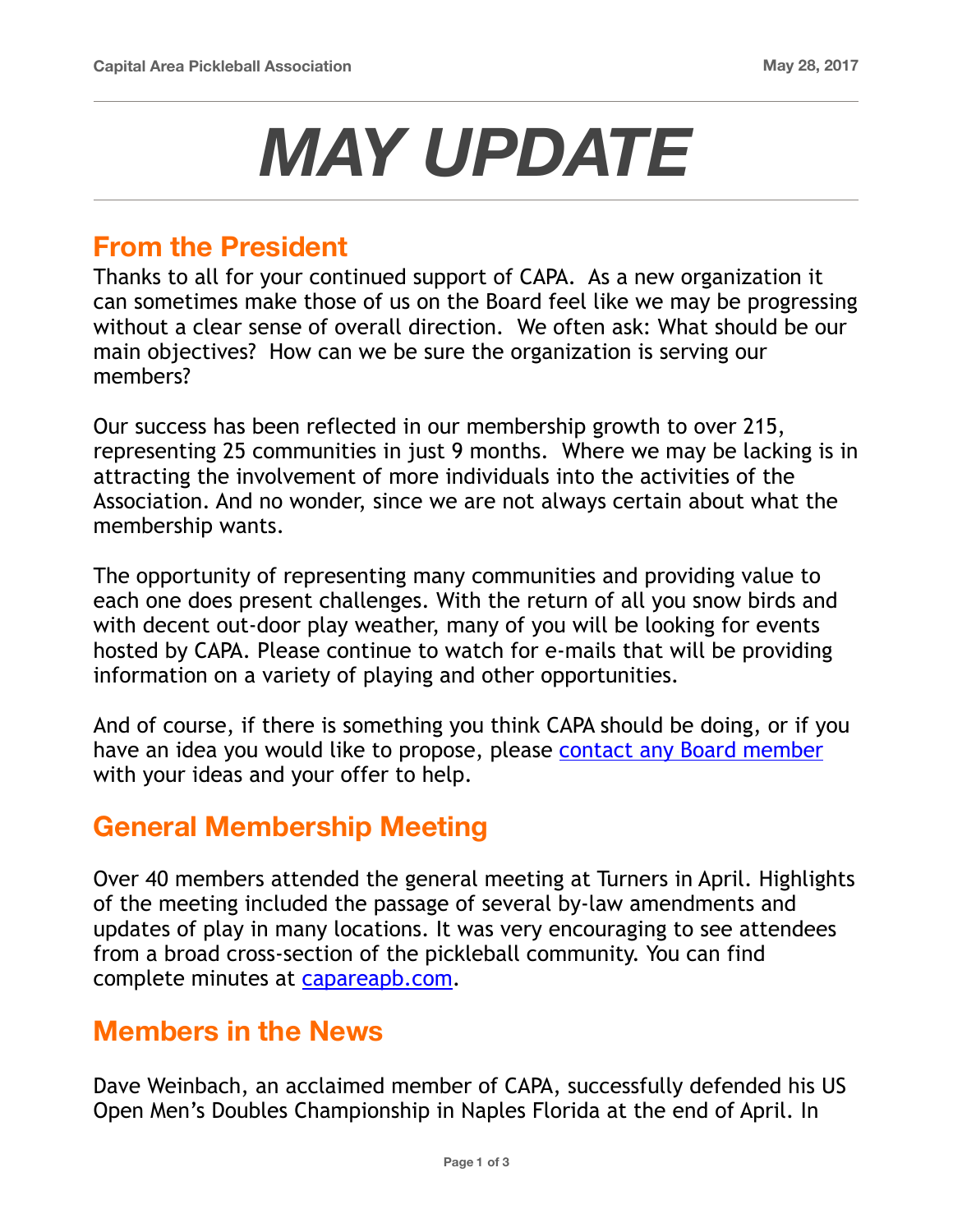# MAY UPDATE

## From the President

Thanks to all for your continued support of CAPA.  As a new organization it can sometimes make those of us on the Board feel like we may be progressing without a clear sense of overall direction.  We often ask: What should be our main objectives?  How can we be sure the organization is serving our members?

Our success has been reflected in our membership growth to over 215, representing 25 communities in just 9 months.  Where we may be lacking is in attracting the involvement of more individuals into the activities of the Association. And no wonder, since we are not always certain about what the membership wants.

The opportunity of representing many communities and providing value to each one does present challenges. With the return of all you snow birds and with decent out-door play weather, many of you will be looking for events hosted by CAPA. Please continue to watch for e-mails that will be providing information on a variety of playing and other opportunities.

And of course, if there is something you think CAPA should be doing, or if you have an idea you would like to propose, please [contact any Board member](#) with your ideas and your offer to help.

## General Membership Meeting

Over 40 members attended the general meeting at Turners in April. Highlights of the meeting included the passage of several by-law amendments and updates of play in many locations. It was very encouraging to see attendees from a broad cross-section of the pickleball community. You can find complete minutes at [capareapb.com](capareapb.com).

## Members in the News

Dave Weinbach, an acclaimed member of CAPA, successfully defended his US Open Men's Doubles Championship in Naples Florida at the end of April. In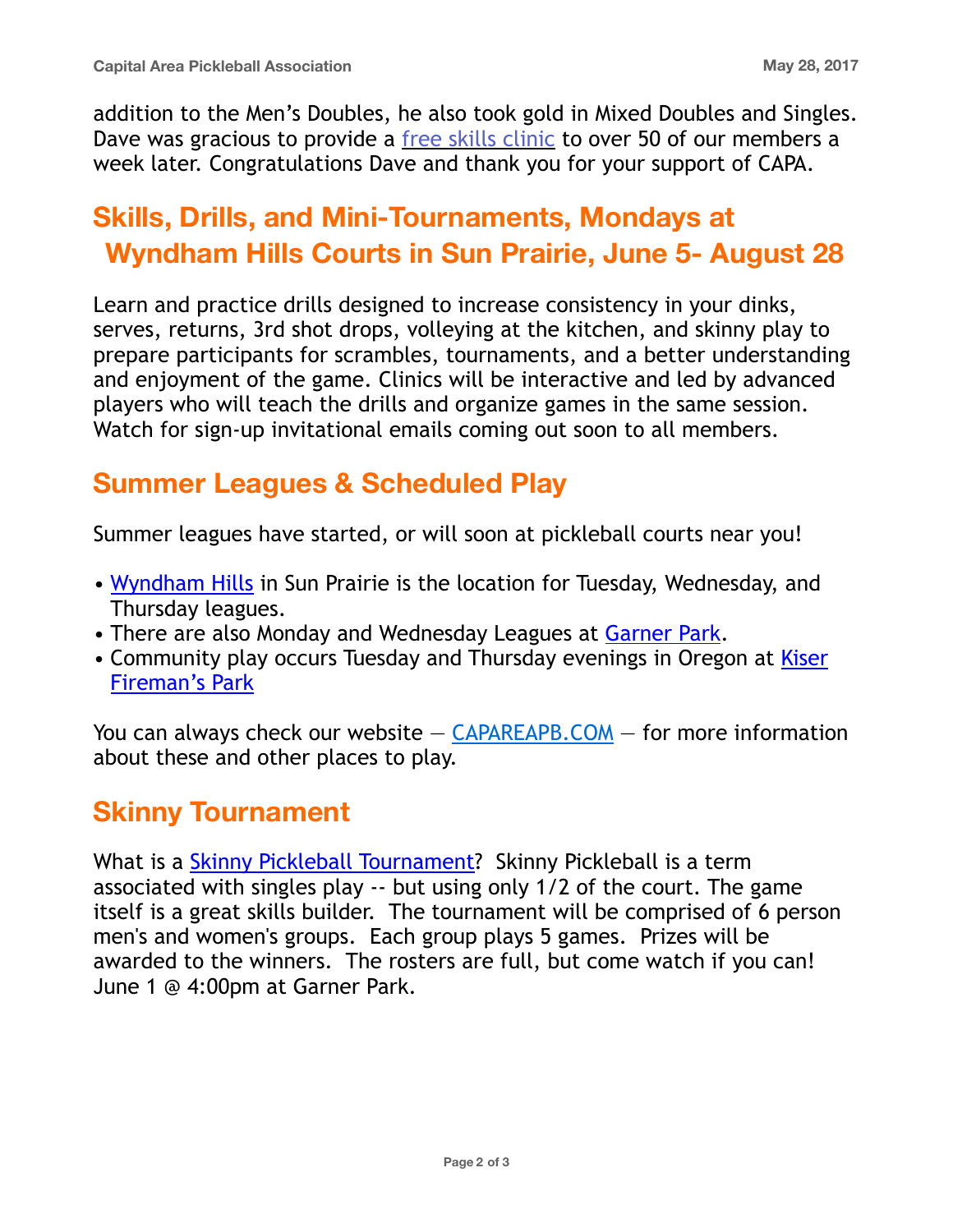addition to the Men's Doubles, he also took gold in Mixed Doubles and Singles. Dave was gracious to provide a free skills clinic to over 50 of our members a week later. Congratulations Dave and thank you for your support of CAPA.

## Skills, Drills, and Mini-Tournaments, Mondays at Wyndham Hills Courts in Sun Prairie, June 5- August 28

Learn and practice drills designed to increase consistency in your dinks, serves, returns, 3rd shot drops, volleying at the kitchen, and skinny play to prepare participants for scrambles, tournaments, and a better understanding and enjoyment of the game. Clinics will be interactive and led by advanced players who will teach the drills and organize games in the same session. Watch for sign-up invitational emails coming out soon to all members.

## Summer Leagues & Scheduled Play

Summer leagues have started, or will soon at pickleball courts near you!

- Wyndham Hills in Sun Prairie is the location for Tuesday, Wednesday, and Thursday leagues.
- There are also Monday and Wednesday Leagues at Garner Park.
- Community play occurs Tuesday and Thursday evenings in Oregon at Kiser Fireman's Park

You can always check our website — CAPAREAPB.COM — for more information about these and other places to play.

## Skinny Tournament

What is a Skinny Pickleball Tournament? Skinny Pickleball is a term associated with singles play -- but using only 1/2 of the court. The game itself is a great skills builder. The tournament will be comprised of 6 person men's and women's groups. Each group plays 5 games. Prizes will be awarded to the winners. The rosters are full, but come watch if you can! June 1 @ 4:00pm at Garner Park.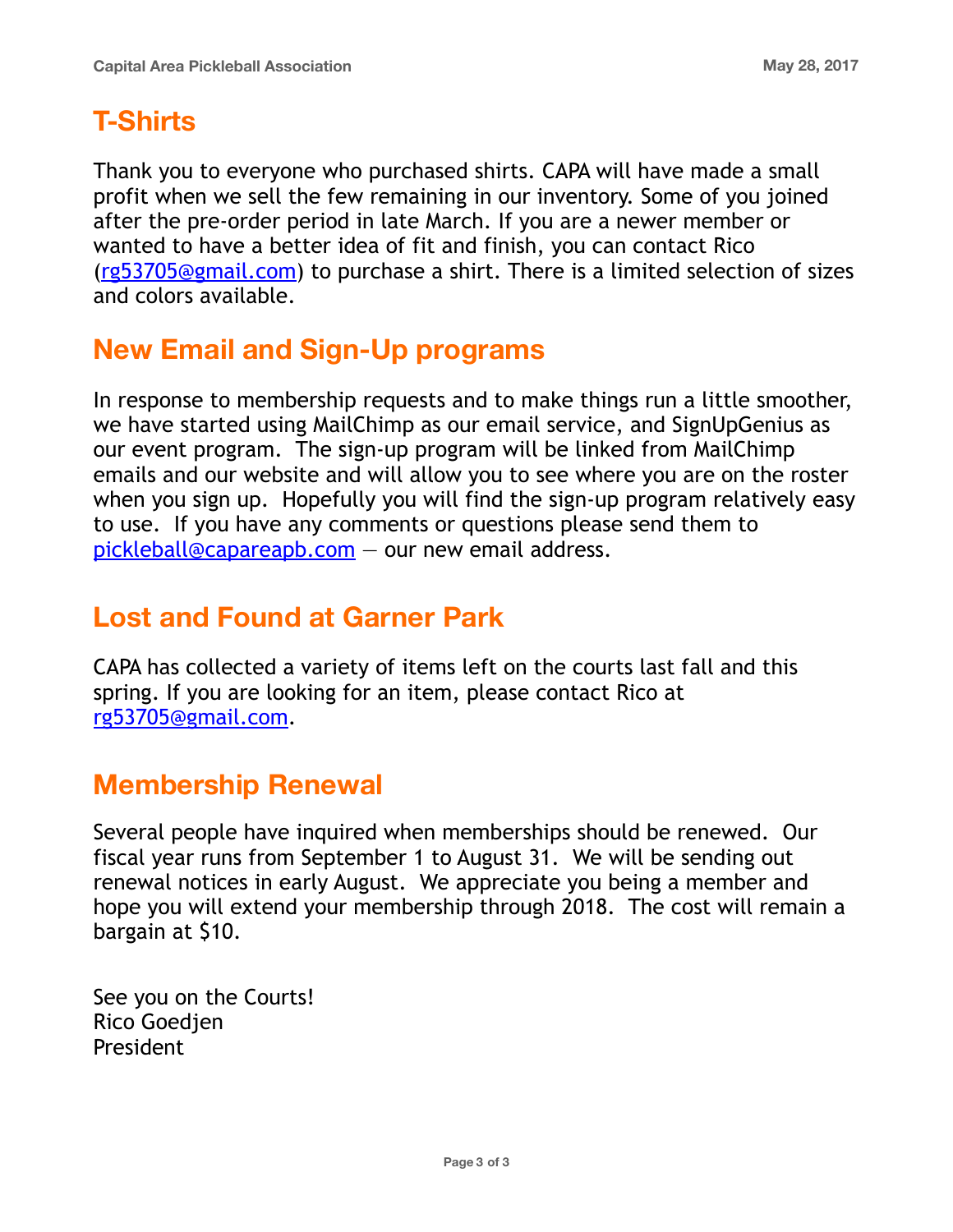## T-Shirts

Thank you to everyone who purchased shirts. CAPA will have made a small profit when we sell the few remaining in our inventory. Some of you joined after the pre-order period in late March. If you are a newer member or wanted to have a better idea of fit and finish, you can contact Rico (rg53705@gmail.com) to purchase a shirt. There is a limited selection of sizes and colors available.

## New Email and Sign-Up programs

In response to membership requests and to make things run a little smoother, we have started using MailChimp as our email service, and SignUpGenius as our event program. The sign-up program will be linked from MailChimp emails and our website and will allow you to see where you are on the roster when you sign up. Hopefully you will find the sign-up program relatively easy to use. If you have any comments or questions please send them to pickleball@capareapb.com — our new email address.

## Lost and Found at Garner Park

CAPA has collected a variety of items left on the courts last fall and this spring. If you are looking for an item, please contact Rico at rg53705@gmail.com.

## Membership Renewal

Several people have inquired when memberships should be renewed. Our fiscal year runs from September 1 to August 31. We will be sending out renewal notices in early August. We appreciate you being a member and hope you will extend your membership through 2018. The cost will remain a bargain at $10.

See you on the Courts!
Rico Goedjen
President